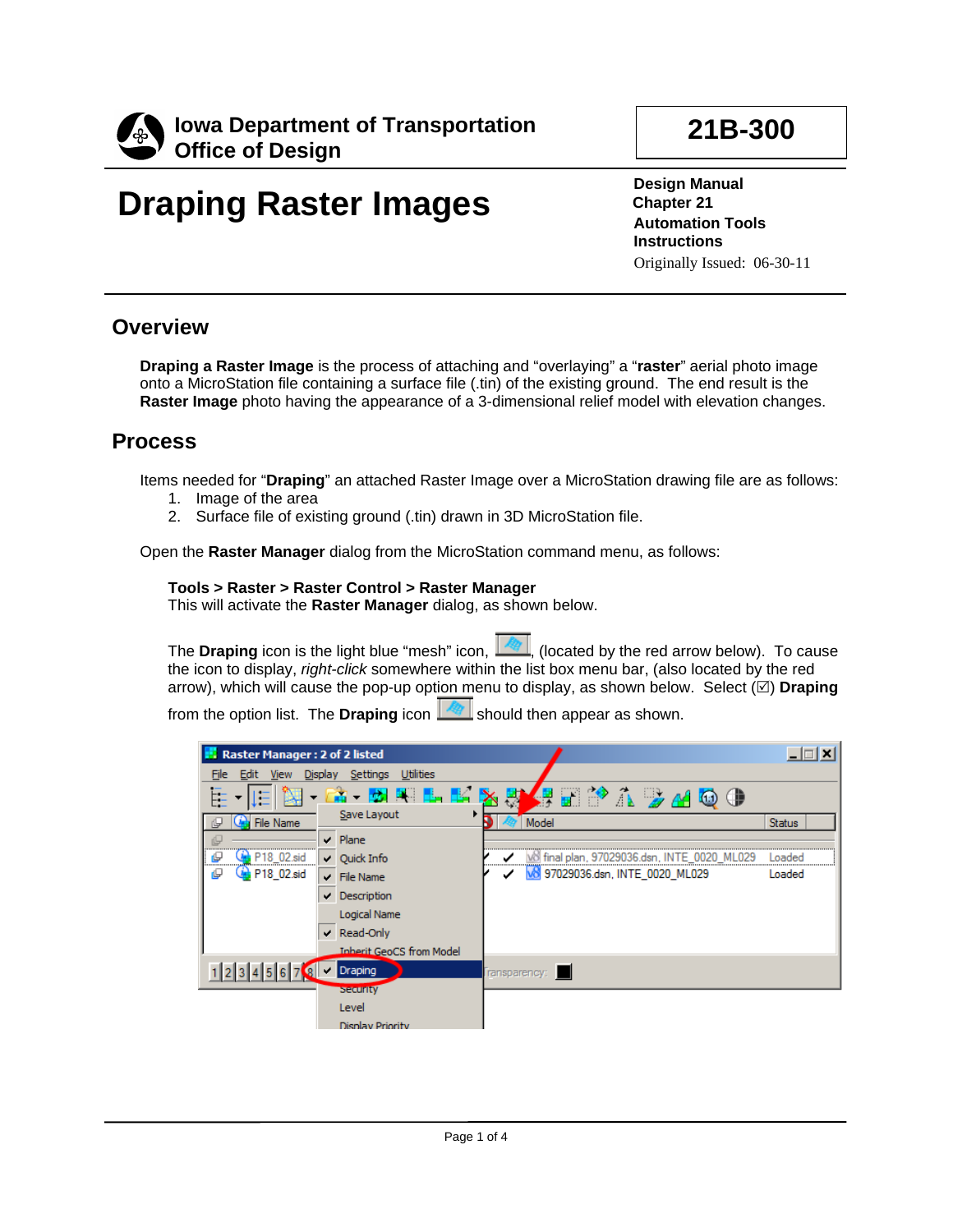**Iowa Department of Transportation**
**Office of Design**

**21B-300**

# Draping Raster Images

**Design Manual**
**Chapter 21**
**Automation Tools**
**Instructions**
Originally Issued: 06-30-11

## Overview

**Draping a Raster Image** is the process of attaching and "overlaying" a "**raster**" aerial photo image onto a MicroStation file containing a surface file (.tin) of the existing ground. The end result is the **Raster Image** photo having the appearance of a 3-dimensional relief model with elevation changes.

## Process

Items needed for "**Draping**" an attached Raster Image over a MicroStation drawing file are as follows:

1. Image of the area
2. Surface file of existing ground (.tin) drawn in 3D MicroStation file.

Open the **Raster Manager** dialog from the MicroStation command menu, as follows:

**Tools > Raster > Raster Control > Raster Manager**
This will activate the **Raster Manager** dialog, as shown below.

The **Draping** icon is the light blue "mesh" icon, (located by the red arrow below). To cause the icon to display, *right-click* somewhere within the list box menu bar, (also located by the red arrow), which will cause the pop-up option menu to display, as shown below. Select (☑) **Draping** from the option list. The **Draping** icon should then appear as shown.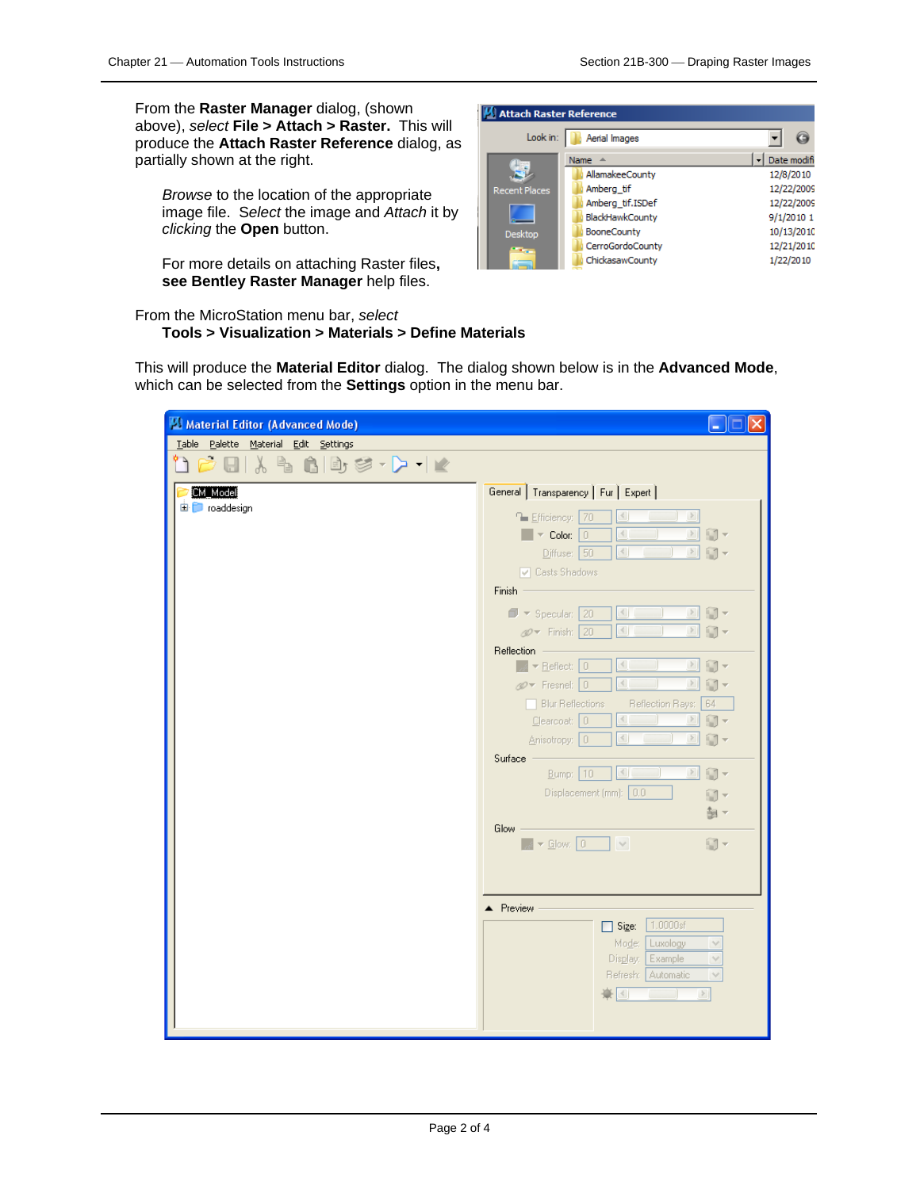From the **Raster Manager** dialog, (shown above), *select* **File > Attach > Raster.** This will produce the **Attach Raster Reference** dialog, as partially shown at the right.

*Browse* to the location of the appropriate image file. S*elect* the image and *Attach* it by *clicking* the **Open** button.

For more details on attaching Raster files**, see Bentley Raster Manager** help files.

From the MicroStation menu bar, *select*
**Tools > Visualization > Materials > Define Materials**

This will produce the **Material Editor** dialog. The dialog shown below is in the **Advanced Mode**, which can be selected from the **Settings** option in the menu bar.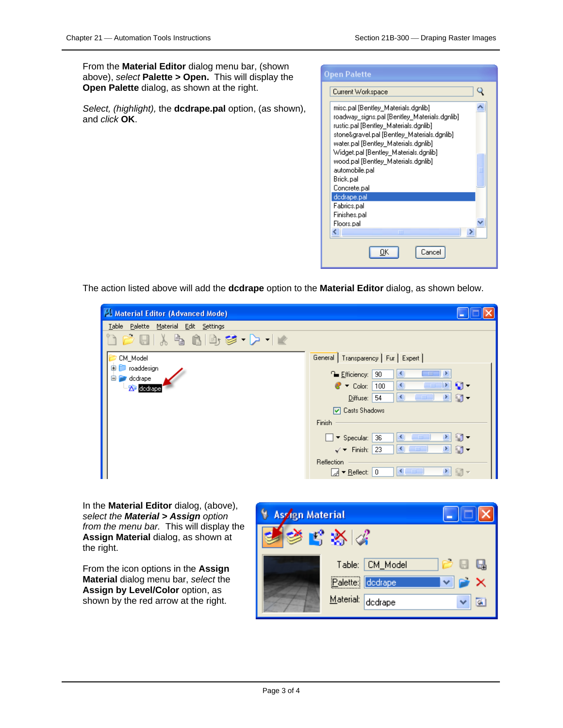From the **Material Editor** dialog menu bar, (shown above), *select* **Palette > Open.** This will display the **Open Palette** dialog, as shown at the right.

*Select, (highlight),* the **dcdrape.pal** option, (as shown), and *click* **OK**.

The action listed above will add the **dcdrape** option to the **Material Editor** dialog, as shown below.

In the **Material Editor** dialog, (above), *select the* ***Material > Assign*** *option from the menu bar.* This will display the **Assign Material** dialog, as shown at the right.

From the icon options in the **Assign Material** dialog menu bar, *select* the **Assign by Level/Color** option, as shown by the red arrow at the right.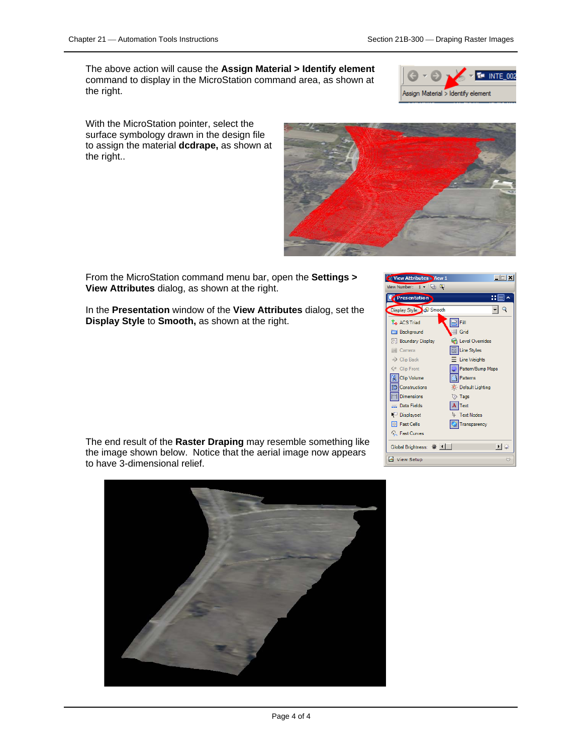The above action will cause the **Assign Material > Identify element** command to display in the MicroStation command area, as shown at the right.

With the MicroStation pointer, select the surface symbology drawn in the design file to assign the material **dcdrape,** as shown at the right..

From the MicroStation command menu bar, open the **Settings > View Attributes** dialog, as shown at the right.

In the **Presentation** window of the **View Attributes** dialog, set the **Display Style** to **Smooth,** as shown at the right.

The end result of the **Raster Draping** may resemble something like the image shown below. Notice that the aerial image now appears to have 3-dimensional relief.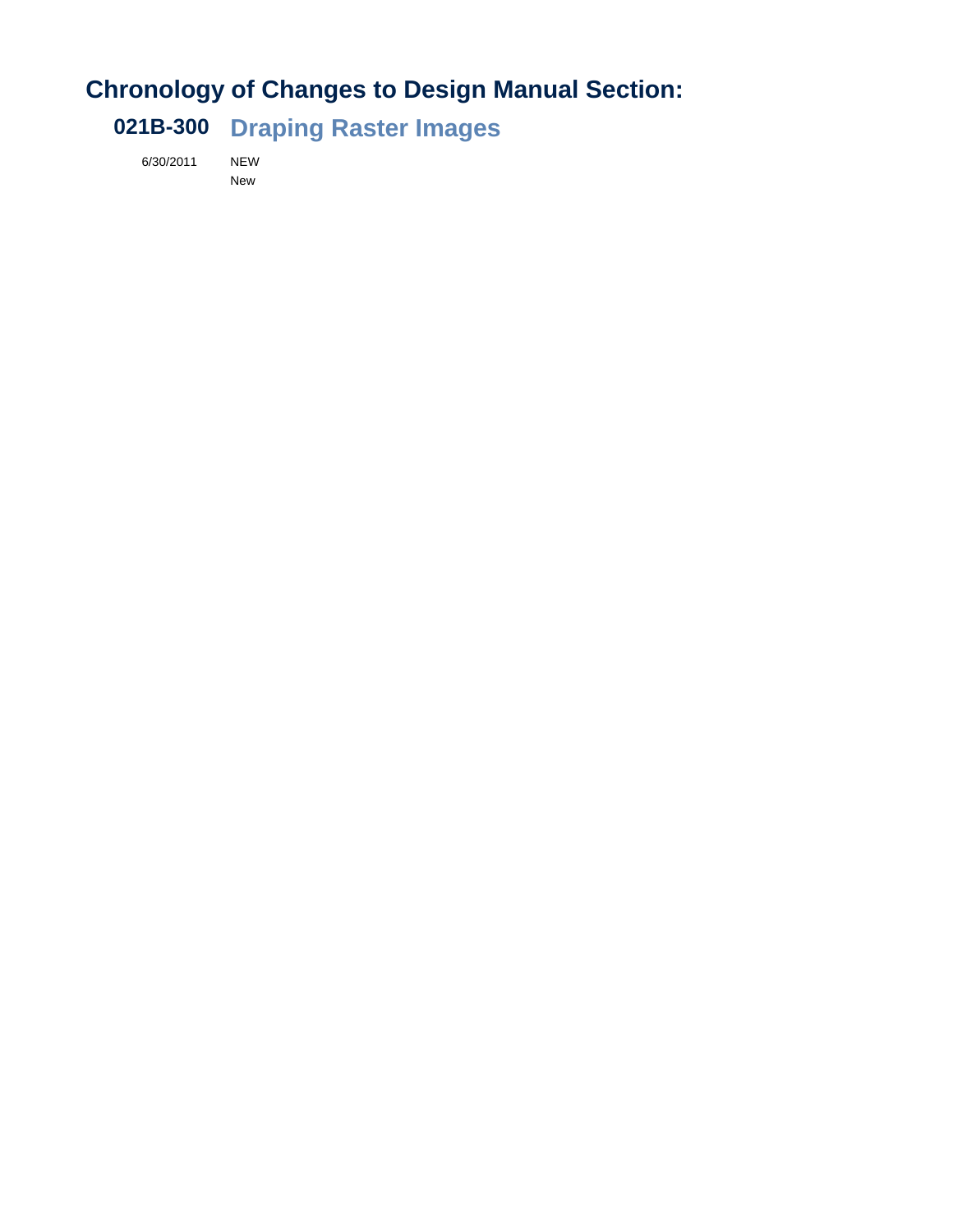# Chronology of Changes to Design Manual Section:

## 021B-300 Draping Raster Images

| | |
|---|---|
| 6/30/2011 | NEW<br>New |